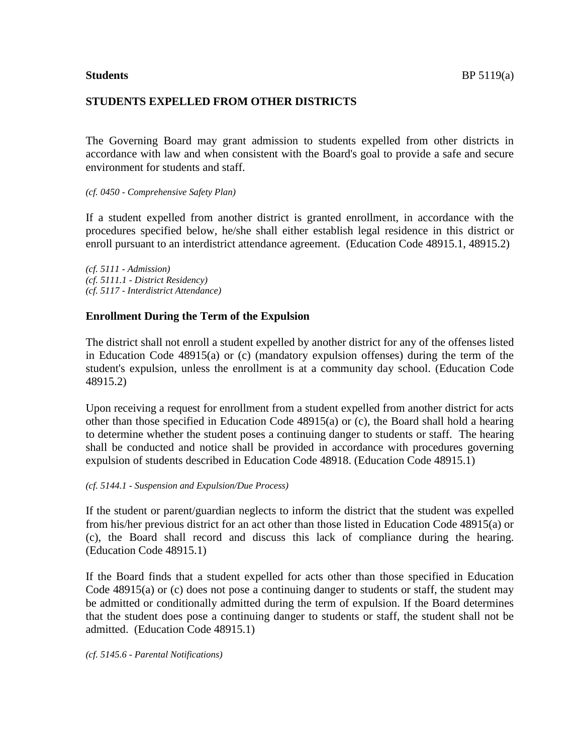**Students** BP 5119(a)

**STUDENTS EXPELLED FROM OTHER DISTRICTS**

The Governing Board may grant admission to students expelled from other districts in accordance with law and when consistent with the Board's goal to provide a safe and secure environment for students and staff.

*(cf. 0450 - Comprehensive Safety Plan)*

If a student expelled from another district is granted enrollment, in accordance with the procedures specified below, he/she shall either establish legal residence in this district or enroll pursuant to an interdistrict attendance agreement. (Education Code 48915.1, 48915.2)

*(cf. 5111 - Admission)*
*(cf. 5111.1 - District Residency)*
*(cf. 5117 - Interdistrict Attendance)*

## Enrollment During the Term of the Expulsion

The district shall not enroll a student expelled by another district for any of the offenses listed in Education Code 48915(a) or (c) (mandatory expulsion offenses) during the term of the student's expulsion, unless the enrollment is at a community day school. (Education Code 48915.2)

Upon receiving a request for enrollment from a student expelled from another district for acts other than those specified in Education Code 48915(a) or (c), the Board shall hold a hearing to determine whether the student poses a continuing danger to students or staff. The hearing shall be conducted and notice shall be provided in accordance with procedures governing expulsion of students described in Education Code 48918. (Education Code 48915.1)

*(cf. 5144.1 - Suspension and Expulsion/Due Process)*

If the student or parent/guardian neglects to inform the district that the student was expelled from his/her previous district for an act other than those listed in Education Code 48915(a) or (c), the Board shall record and discuss this lack of compliance during the hearing. (Education Code 48915.1)

If the Board finds that a student expelled for acts other than those specified in Education Code 48915(a) or (c) does not pose a continuing danger to students or staff, the student may be admitted or conditionally admitted during the term of expulsion. If the Board determines that the student does pose a continuing danger to students or staff, the student shall not be admitted. (Education Code 48915.1)

*(cf. 5145.6 - Parental Notifications)*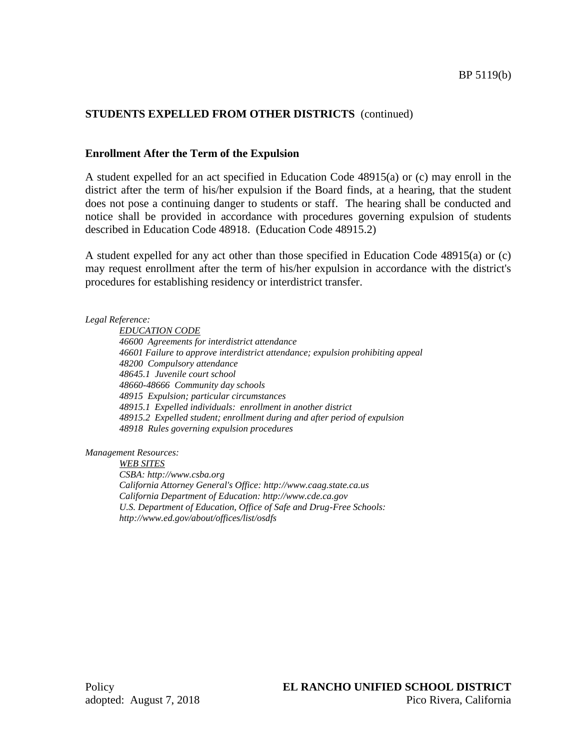**STUDENTS EXPELLED FROM OTHER DISTRICTS** (continued)

**Enrollment After the Term of the Expulsion**

A student expelled for an act specified in Education Code 48915(a) or (c) may enroll in the district after the term of his/her expulsion if the Board finds, at a hearing, that the student does not pose a continuing danger to students or staff. The hearing shall be conducted and notice shall be provided in accordance with procedures governing expulsion of students described in Education Code 48918. (Education Code 48915.2)

A student expelled for any act other than those specified in Education Code 48915(a) or (c) may request enrollment after the term of his/her expulsion in accordance with the district's procedures for establishing residency or interdistrict transfer.

*Legal Reference:*

*EDUCATION CODE*
*46600 Agreements for interdistrict attendance*
*46601 Failure to approve interdistrict attendance; expulsion prohibiting appeal*
*48200 Compulsory attendance*
*48645.1 Juvenile court school*
*48660-48666 Community day schools*
*48915 Expulsion; particular circumstances*
*48915.1 Expelled individuals: enrollment in another district*
*48915.2 Expelled student; enrollment during and after period of expulsion*
*48918 Rules governing expulsion procedures*

*Management Resources:*

*WEB SITES*
*CSBA: http://www.csba.org*
*California Attorney General's Office: http://www.caag.state.ca.us*
*California Department of Education: http://www.cde.ca.gov*
*U.S. Department of Education, Office of Safe and Drug-Free Schools: http://www.ed.gov/about/offices/list/osdfs*

Policy
adopted: August 7, 2018

**EL RANCHO UNIFIED SCHOOL DISTRICT**
Pico Rivera, California